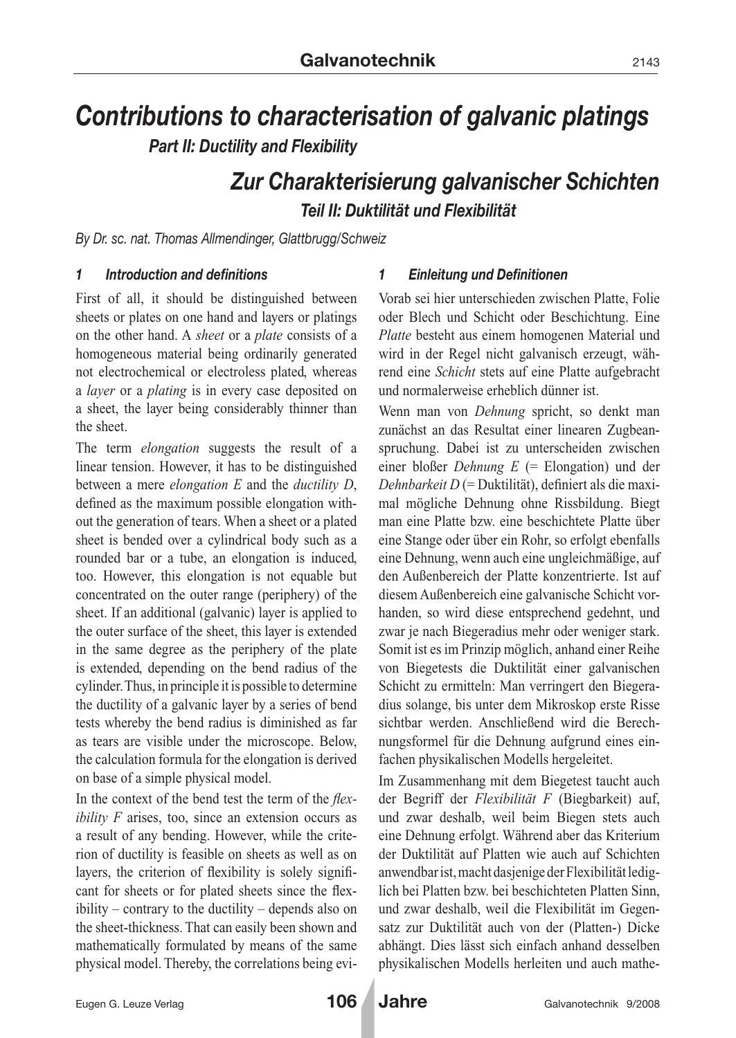# Contributions to characterisation of galvanic platings

## Part II: Ductility and Flexibility

# Zur Charakterisierung galvanischer Schichten

## Teil II: Duktilität und Flexibilität

*By Dr. sc. nat. Thomas Allmendinger, Glattbrugg/Schweiz*

### 1 Introduction and definitions

First of all, it should be distinguished between sheets or plates on one hand and layers or platings on the other hand. A *sheet* or a *plate* consists of a homogeneous material being ordinarily generated not electrochemical or electroless plated, whereas a *layer* or a *plating* is in every case deposited on a sheet, the layer being considerably thinner than the sheet.

The term *elongation* suggests the result of a linear tension. However, it has to be distinguished between a mere *elongation E* and the *ductility D*, defined as the maximum possible elongation without the generation of tears. When a sheet or a plated sheet is bended over a cylindrical body such as a rounded bar or a tube, an elongation is induced, too. However, this elongation is not equable but concentrated on the outer range (periphery) of the sheet. If an additional (galvanic) layer is applied to the outer surface of the sheet, this layer is extended in the same degree as the periphery of the plate is extended, depending on the bend radius of the cylinder. Thus, in principle it is possible to determine the ductility of a galvanic layer by a series of bend tests whereby the bend radius is diminished as far as tears are visible under the microscope. Below, the calculation formula for the elongation is derived on base of a simple physical model.

In the context of the bend test the term of the *flexibility F* arises, too, since an extension occurs as a result of any bending. However, while the criterion of ductility is feasible on sheets as well as on layers, the criterion of flexibility is solely significant for sheets or for plated sheets since the flexibility – contrary to the ductility – depends also on the sheet-thickness. That can easily been shown and mathematically formulated by means of the same physical model. Thereby, the correlations being evi-

### 1 Einleitung und Definitionen

Vorab sei hier unterschieden zwischen Platte, Folie oder Blech und Schicht oder Beschichtung. Eine *Platte* besteht aus einem homogenen Material und wird in der Regel nicht galvanisch erzeugt, während eine *Schicht* stets auf eine Platte aufgebracht und normalerweise erheblich dünner ist.

Wenn man von *Dehnung* spricht, so denkt man zunächst an das Resultat einer linearen Zugbeanspruchung. Dabei ist zu unterscheiden zwischen einer bloßer *Dehnung E* (= Elongation) und der *Dehnbarkeit D* (= Duktilität), definiert als die maximal mögliche Dehnung ohne Rissbildung. Biegt man eine Platte bzw. eine beschichtete Platte über eine Stange oder über ein Rohr, so erfolgt ebenfalls eine Dehnung, wenn auch eine ungleichmäßige, auf den Außenbereich der Platte konzentrierte. Ist auf diesem Außenbereich eine galvanische Schicht vorhanden, so wird diese entsprechend gedehnt, und zwar je nach Biegeradius mehr oder weniger stark. Somit ist es im Prinzip möglich, anhand einer Reihe von Biegetests die Duktilität einer galvanischen Schicht zu ermitteln: Man verringert den Biegeradius solange, bis unter dem Mikroskop erste Risse sichtbar werden. Anschließend wird die Berechnungsformel für die Dehnung aufgrund eines einfachen physikalischen Modells hergeleitet.

Im Zusammenhang mit dem Biegetest taucht auch der Begriff der *Flexibilität F* (Biegbarkeit) auf, und zwar deshalb, weil beim Biegen stets auch eine Dehnung erfolgt. Während aber das Kriterium der Duktilität auf Platten wie auch auf Schichten anwendbar ist, macht dasjenige der Flexibilität lediglich bei Platten bzw. bei beschichteten Platten Sinn, und zwar deshalb, weil die Flexibilität im Gegensatz zur Duktilität auch von der (Platten-) Dicke abhängt. Dies lässt sich einfach anhand desselben physikalischen Modells herleiten und auch mathe-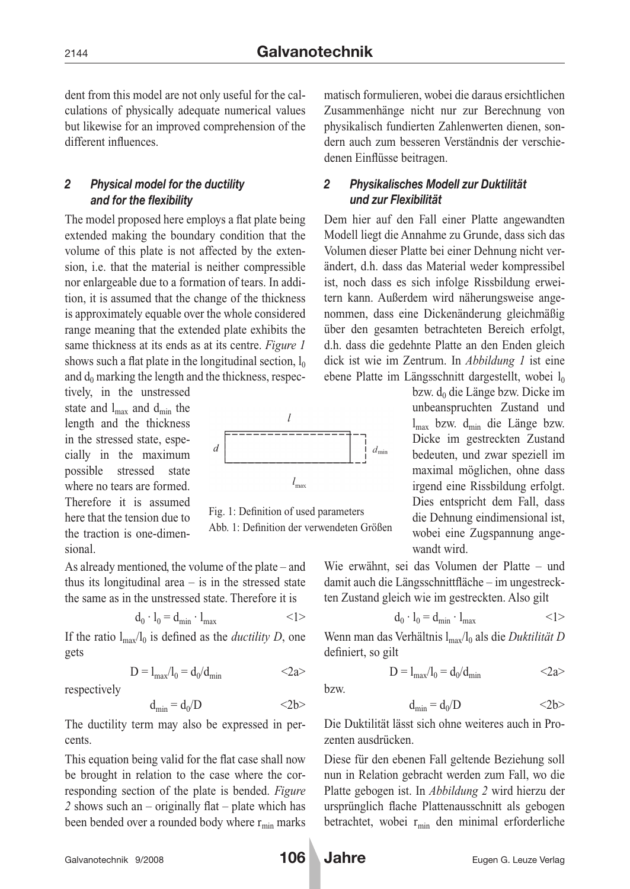dent from this model are not only useful for the calculations of physically adequate numerical values but likewise for an improved comprehension of the different influences.

## 2 Physical model for the ductility and for the flexibility

The model proposed here employs a flat plate being extended making the boundary condition that the volume of this plate is not affected by the extension, i.e. that the material is neither compressible nor enlargeable due to a formation of tears. In addition, it is assumed that the change of the thickness is approximately equable over the whole considered range meaning that the extended plate exhibits the same thickness at its ends as at its centre. *Figure 1* shows such a flat plate in the longitudinal section, $l_0$ and $d_0$ marking the length and the thickness, respectively, in the unstressed state and $l_{max}$ and $d_{min}$ the length and the thickness in the stressed state, especially in the maximum possible stressed state where no tears are formed. Therefore it is assumed here that the tension due to the traction is one-dimensional.

Fig. 1: Definition of used parameters
Abb. 1: Definition der verwendeten Größen

As already mentioned, the volume of the plate – and thus its longitudinal area – is in the stressed state the same as in the unstressed state. Therefore it is

$$d_0 \cdot l_0 = d_{min} \cdot l_{max} \qquad <1>$$

If the ratio $l_{max}/l_0$ is defined as the *ductility D*, one gets

$$D = l_{max}/l_0 = d_0/d_{min} \qquad <2a>$$

respectively

$$d_{min} = d_0/D \qquad <2b>$$

The ductility term may also be expressed in percents.

This equation being valid for the flat case shall now be brought in relation to the case where the corresponding section of the plate is bended. *Figure 2* shows such an – originally flat – plate which has been bended over a rounded body where $r_{min}$ marks

matisch formulieren, wobei die daraus ersichtlichen Zusammenhänge nicht nur zur Berechnung von physikalisch fundierten Zahlenwerten dienen, sondern auch zum besseren Verständnis der verschiedenen Einflüsse beitragen.

## 2 Physikalisches Modell zur Duktilität und zur Flexibilität

Dem hier auf den Fall einer Platte angewandten Modell liegt die Annahme zu Grunde, dass sich das Volumen dieser Platte bei einer Dehnung nicht verändert, d.h. dass das Material weder kompressibel ist, noch dass es sich infolge Rissbildung erweitern kann. Außerdem wird näherungsweise angenommen, dass eine Dickenänderung gleichmäßig über den gesamten betrachteten Bereich erfolgt, d.h. dass die gedehnte Platte an den Enden gleich dick ist wie im Zentrum. In *Abbildung 1* ist eine ebene Platte im Längsschnitt dargestellt, wobei $l_0$ bzw. $d_0$ die Länge bzw. Dicke im unbeanspruchten Zustand und $l_{max}$ bzw. $d_{min}$ die Länge bzw. Dicke im gestreckten Zustand bedeuten, und zwar speziell im maximal möglichen, ohne dass irgend eine Rissbildung erfolgt. Dies entspricht dem Fall, dass die Dehnung eindimensional ist, wobei eine Zugspannung angewandt wird.

Wie erwähnt, sei das Volumen der Platte – und damit auch die Längsschnittfläche – im ungestreckten Zustand gleich wie im gestreckten. Also gilt

$$d_0 \cdot l_0 = d_{min} \cdot l_{max} \qquad <1>$$

Wenn man das Verhältnis $l_{max}/l_0$ als die *Duktilität D* definiert, so gilt

$$D = l_{max}/l_0 = d_0/d_{min} \qquad <2a>$$

bzw.

$$d_{min} = d_0/D \qquad <2b>$$

Die Duktilität lässt sich ohne weiteres auch in Prozenten ausdrücken.

Diese für den ebenen Fall geltende Beziehung soll nun in Relation gebracht werden zum Fall, wo die Platte gebogen ist. In *Abbildung 2* wird hierzu der ursprünglich flache Plattenausschnitt als gebogen betrachtet, wobei $r_{min}$ den minimal erforderliche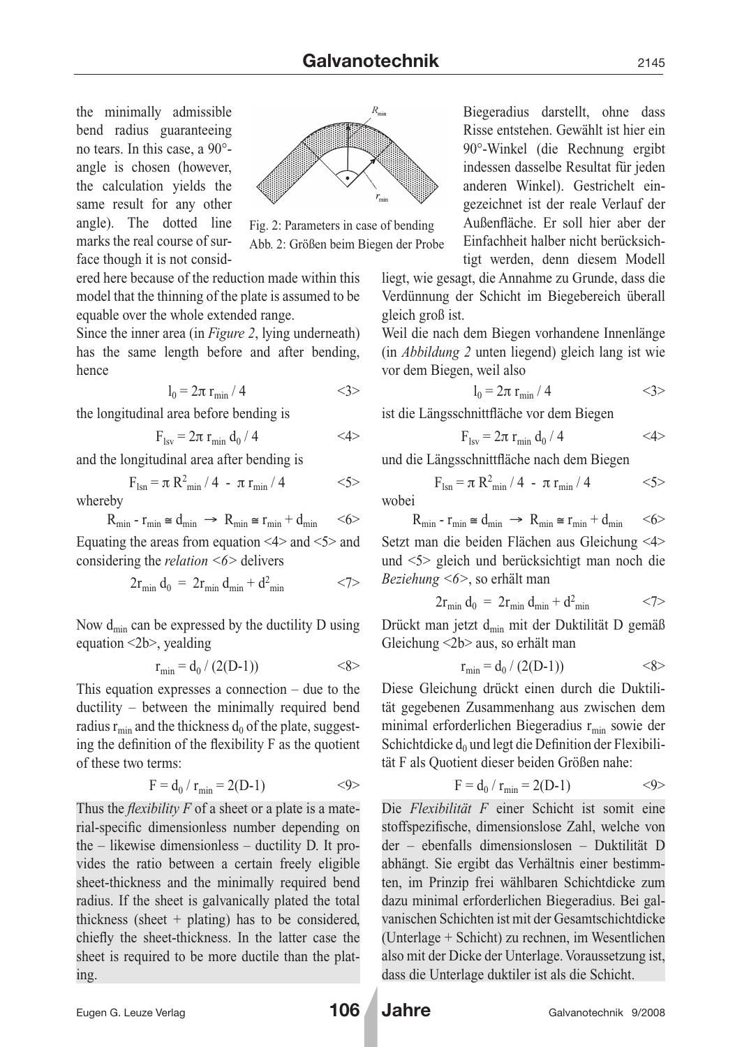the minimally admissible bend radius guaranteeing no tears. In this case, a 90°-angle is chosen (however, the calculation yields the same result for any other angle). The dotted line marks the real course of surface though it is not considered here because of the reduction made within this model that the thinning of the plate is assumed to be equable over the whole extended range.

Fig. 2: Parameters in case of bending

Abb. 2: Größen beim Biegen der Probe

Since the inner area (in *Figure 2*, lying underneath) has the same length before and after bending, hence

$$l_0 = 2\pi\, r_{min} / 4 \qquad <3>$$

the longitudinal area before bending is

$$F_{lsv} = 2\pi\, r_{min}\, d_0 / 4 \qquad <4>$$

and the longitudinal area after bending is

$$F_{lsn} = \pi\, R^2_{min} / 4\ -\ \pi\, r_{min} / 4 \qquad <5>$$

whereby

$$R_{min} - r_{min} \cong d_{min}\ \rightarrow\ R_{min} \cong r_{min} + d_{min} \qquad <6>$$

Equating the areas from equation <4> and <5> and considering the *relation <6>* delivers

$$2r_{min}\, d_0\ =\ 2r_{min}\, d_{min} + d^2_{min} \qquad <7>$$

Now $d_{min}$ can be expressed by the ductility D using equation <2b>, yealding

$$r_{min} = d_0 / (2(D-1)) \qquad <8>$$

This equation expresses a connection – due to the ductility – between the minimally required bend radius $r_{min}$ and the thickness $d_0$ of the plate, suggesting the definition of the flexibility F as the quotient of these two terms:

$$F = d_0 / r_{min} = 2(D-1) \qquad <9>$$

Thus the *flexibility F* of a sheet or a plate is a material-specific dimensionless number depending on the – likewise dimensionless – ductility D. It provides the ratio between a certain freely eligible sheet-thickness and the minimally required bend radius. If the sheet is galvanically plated the total thickness (sheet + plating) has to be considered, chiefly the sheet-thickness. In the latter case the sheet is required to be more ductile than the plating.

Biegeradius darstellt, ohne dass Risse entstehen. Gewählt ist hier ein 90°-Winkel (die Rechnung ergibt indessen dasselbe Resultat für jeden anderen Winkel). Gestrichelt eingezeichnet ist der reale Verlauf der Außenfläche. Er soll hier aber der Einfachheit halber nicht berücksichtigt werden, denn diesem Modell liegt, wie gesagt, die Annahme zu Grunde, dass die Verdünnung der Schicht im Biegebereich überall gleich groß ist.

Weil die nach dem Biegen vorhandene Innenlänge (in *Abbildung 2* unten liegend) gleich lang ist wie vor dem Biegen, weil also

$$l_0 = 2\pi\, r_{min} / 4 \qquad <3>$$

ist die Längsschnittfläche vor dem Biegen

$$F_{lsv} = 2\pi\, r_{min}\, d_0 / 4 \qquad <4>$$

und die Längsschnittfläche nach dem Biegen

$$F_{lsn} = \pi\, R^2_{min} / 4\ -\ \pi\, r_{min} / 4 \qquad <5>$$

wobei

$$R_{min} - r_{min} \cong d_{min}\ \rightarrow\ R_{min} \cong r_{min} + d_{min} \qquad <6>$$

Setzt man die beiden Flächen aus Gleichung <4> und <5> gleich und berücksichtigt man noch die *Beziehung <6>*, so erhält man

$$2r_{min}\, d_0\ =\ 2r_{min}\, d_{min} + d^2_{min} \qquad <7>$$

Drückt man jetzt $d_{min}$ mit der Duktilität D gemäß Gleichung <2b> aus, so erhält man

$$r_{min} = d_0 / (2(D-1)) \qquad <8>$$

Diese Gleichung drückt einen durch die Duktilität gegebenen Zusammenhang aus zwischen dem minimal erforderlichen Biegeradius $r_{min}$ sowie der Schichtdicke $d_0$ und legt die Definition der Flexibilität F als Quotient dieser beiden Größen nahe:

$$F = d_0 / r_{min} = 2(D-1) \qquad <9>$$

Die *Flexibilität F* einer Schicht ist somit eine stoffspezifische, dimensionslose Zahl, welche von der – ebenfalls dimensionslosen – Duktilität D abhängt. Sie ergibt das Verhältnis einer bestimmten, im Prinzip frei wählbaren Schichtdicke zum dazu minimal erforderlichen Biegeradius. Bei galvanischen Schichten ist mit der Gesamtschichtdicke (Unterlage + Schicht) zu rechnen, im Wesentlichen also mit der Dicke der Unterlage. Voraussetzung ist, dass die Unterlage duktiler ist als die Schicht.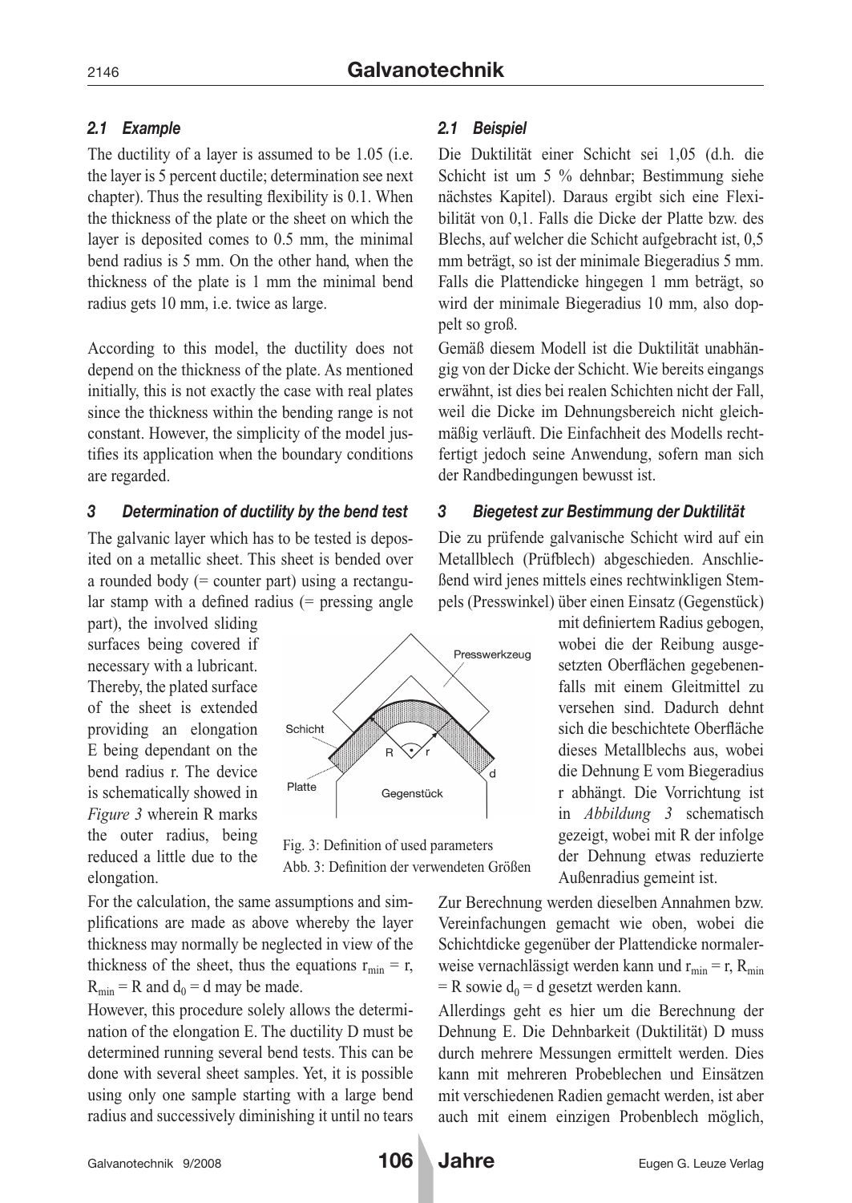### 2.1 Example

The ductility of a layer is assumed to be 1.05 (i.e. the layer is 5 percent ductile; determination see next chapter). Thus the resulting flexibility is 0.1. When the thickness of the plate or the sheet on which the layer is deposited comes to 0.5 mm, the minimal bend radius is 5 mm. On the other hand, when the thickness of the plate is 1 mm the minimal bend radius gets 10 mm, i.e. twice as large.

According to this model, the ductility does not depend on the thickness of the plate. As mentioned initially, this is not exactly the case with real plates since the thickness within the bending range is not constant. However, the simplicity of the model justifies its application when the boundary conditions are regarded.

### 3 Determination of ductility by the bend test

The galvanic layer which has to be tested is deposited on a metallic sheet. This sheet is bended over a rounded body (= counter part) using a rectangular stamp with a defined radius (= pressing angle part), the involved sliding surfaces being covered if necessary with a lubricant. Thereby, the plated surface of the sheet is extended providing an elongation E being dependant on the bend radius r. The device is schematically showed in *Figure 3* wherein R marks the outer radius, being reduced a little due to the elongation.

Fig. 3: Definition of used parameters
Abb. 3: Definition der verwendeten Größen

For the calculation, the same assumptions and simplifications are made as above whereby the layer thickness may normally be neglected in view of the thickness of the sheet, thus the equations $r_{min} = r$, $R_{min} = R$ and $d_0 = d$ may be made.

However, this procedure solely allows the determination of the elongation E. The ductility D must be determined running several bend tests. This can be done with several sheet samples. Yet, it is possible using only one sample starting with a large bend radius and successively diminishing it until no tears

### 2.1 Beispiel

Die Duktilität einer Schicht sei 1,05 (d.h. die Schicht ist um 5 % dehnbar; Bestimmung siehe nächstes Kapitel). Daraus ergibt sich eine Flexibilität von 0,1. Falls die Dicke der Platte bzw. des Blechs, auf welcher die Schicht aufgebracht ist, 0,5 mm beträgt, so ist der minimale Biegeradius 5 mm. Falls die Plattendicke hingegen 1 mm beträgt, so wird der minimale Biegeradius 10 mm, also doppelt so groß.

Gemäß diesem Modell ist die Duktilität unabhängig von der Dicke der Schicht. Wie bereits eingangs erwähnt, ist dies bei realen Schichten nicht der Fall, weil die Dicke im Dehnungsbereich nicht gleichmäßig verläuft. Die Einfachheit des Modells rechtfertigt jedoch seine Anwendung, sofern man sich der Randbedingungen bewusst ist.

### 3 Biegetest zur Bestimmung der Duktilität

Die zu prüfende galvanische Schicht wird auf ein Metallblech (Prüfblech) abgeschieden. Anschließend wird jenes mittels eines rechtwinkligen Stempels (Presswinkel) über einen Einsatz (Gegenstück) mit definiertem Radius gebogen, wobei die der Reibung ausgesetzten Oberflächen gegebenenfalls mit einem Gleitmittel zu versehen sind. Dadurch dehnt sich die beschichtete Oberfläche dieses Metallblechs aus, wobei die Dehnung E vom Biegeradius r abhängt. Die Vorrichtung ist in *Abbildung 3* schematisch gezeigt, wobei mit R der infolge der Dehnung etwas reduzierte Außenradius gemeint ist.

Zur Berechnung werden dieselben Annahmen bzw. Vereinfachungen gemacht wie oben, wobei die Schichtdicke gegenüber der Plattendicke normalerweise vernachlässigt werden kann und $r_{min} = r$, $R_{min} = R$ sowie $d_0 = d$ gesetzt werden kann.

Allerdings geht es hier um die Berechnung der Dehnung E. Die Dehnbarkeit (Duktilität) D muss durch mehrere Messungen ermittelt werden. Dies kann mit mehreren Probeblechen und Einsätzen mit verschiedenen Radien gemacht werden, ist aber auch mit einem einzigen Probenblech möglich,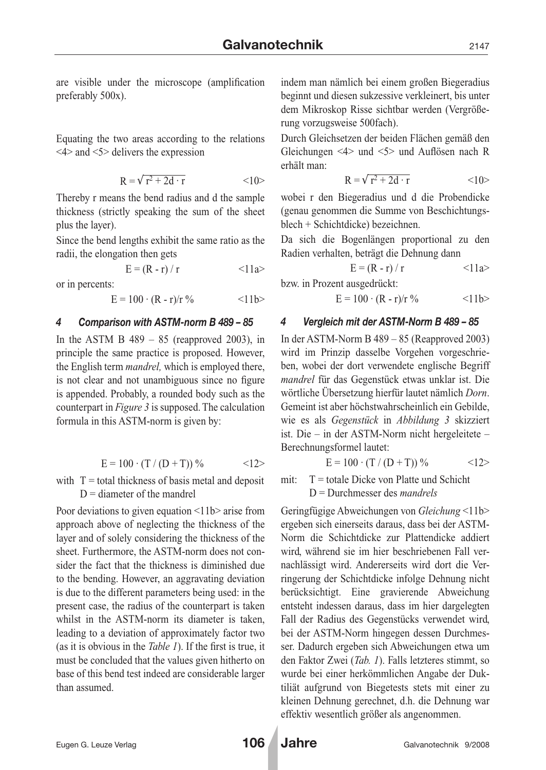are visible under the microscope (amplification preferably 500x).

Equating the two areas according to the relations <4> and <5> delivers the expression

$$R = \sqrt{r^2 + 2d \cdot r} \qquad \text{<10>}$$

Thereby r means the bend radius and d the sample thickness (strictly speaking the sum of the sheet plus the layer).

Since the bend lengths exhibit the same ratio as the radii, the elongation then gets

$$E = (R - r) / r \qquad \text{<11a>}$$

or in percents:

$$E = 100 \cdot (R - r)/r \,\% \qquad \text{<11b>}$$

### 4 Comparison with ASTM-norm B 489 – 85

In the ASTM B 489 – 85 (reapproved 2003), in principle the same practice is proposed. However, the English term *mandrel,* which is employed there, is not clear and not unambiguous since no figure is appended. Probably, a rounded body such as the counterpart in *Figure 3* is supposed. The calculation formula in this ASTM-norm is given by:

$$E = 100 \cdot (T / (D + T)) \,\% \qquad \text{<12>}$$

with T = total thickness of basis metal and deposit
D = diameter of the mandrel

Poor deviations to given equation <11b> arise from approach above of neglecting the thickness of the layer and of solely considering the thickness of the sheet. Furthermore, the ASTM-norm does not consider the fact that the thickness is diminished due to the bending. However, an aggravating deviation is due to the different parameters being used: in the present case, the radius of the counterpart is taken whilst in the ASTM-norm its diameter is taken, leading to a deviation of approximately factor two (as it is obvious in the *Table 1*). If the first is true, it must be concluded that the values given hitherto on base of this bend test indeed are considerable larger than assumed.

indem man nämlich bei einem großen Biegeradius beginnt und diesen sukzessive verkleinert, bis unter dem Mikroskop Risse sichtbar werden (Vergrößerung vorzugsweise 500fach).

Durch Gleichsetzen der beiden Flächen gemäß den Gleichungen <4> und <5> und Auflösen nach R erhält man:

$$R = \sqrt{r^2 + 2d \cdot r} \qquad \text{<10>}$$

wobei r den Biegeradius und d die Probendicke (genau genommen die Summe von Beschichtungsblech + Schichtdicke) bezeichnen.

Da sich die Bogenlängen proportional zu den Radien verhalten, beträgt die Dehnung dann

$$E = (R - r) / r \qquad \text{<11a>}$$

bzw. in Prozent ausgedrückt:

$$E = 100 \cdot (R - r)/r \,\% \qquad \text{<11b>}$$

### 4 Vergleich mit der ASTM-Norm B 489 – 85

In der ASTM-Norm B 489 – 85 (Reapproved 2003) wird im Prinzip dasselbe Vorgehen vorgeschrieben, wobei der dort verwendete englische Begriff *mandrel* für das Gegenstück etwas unklar ist. Die wörtliche Übersetzung hierfür lautet nämlich *Dorn*. Gemeint ist aber höchstwahrscheinlich ein Gebilde, wie es als *Gegenstück* in *Abbildung 3* skizziert ist. Die – in der ASTM-Norm nicht hergeleitete – Berechnungsformel lautet:

$$E = 100 \cdot (T / (D + T)) \,\% \qquad \text{<12>}$$

mit: T = totale Dicke von Platte und Schicht
D = Durchmesser des *mandrels*

Geringfügige Abweichungen von *Gleichung* <11b> ergeben sich einerseits daraus, dass bei der ASTM-Norm die Schichtdicke zur Plattendicke addiert wird, während sie im hier beschriebenen Fall vernachlässigt wird. Andererseits wird dort die Verringerung der Schichtdicke infolge Dehnung nicht berücksichtigt. Eine gravierende Abweichung entsteht indessen daraus, dass im hier dargelegten Fall der Radius des Gegenstücks verwendet wird, bei der ASTM-Norm hingegen dessen Durchmesser. Dadurch ergeben sich Abweichungen etwa um den Faktor Zwei (*Tab. 1*). Falls letzteres stimmt, so wurde bei einer herkömmlichen Angabe der Duktiliät aufgrund von Biegetests stets mit einer zu kleinen Dehnung gerechnet, d.h. die Dehnung war effektiv wesentlich größer als angenommen.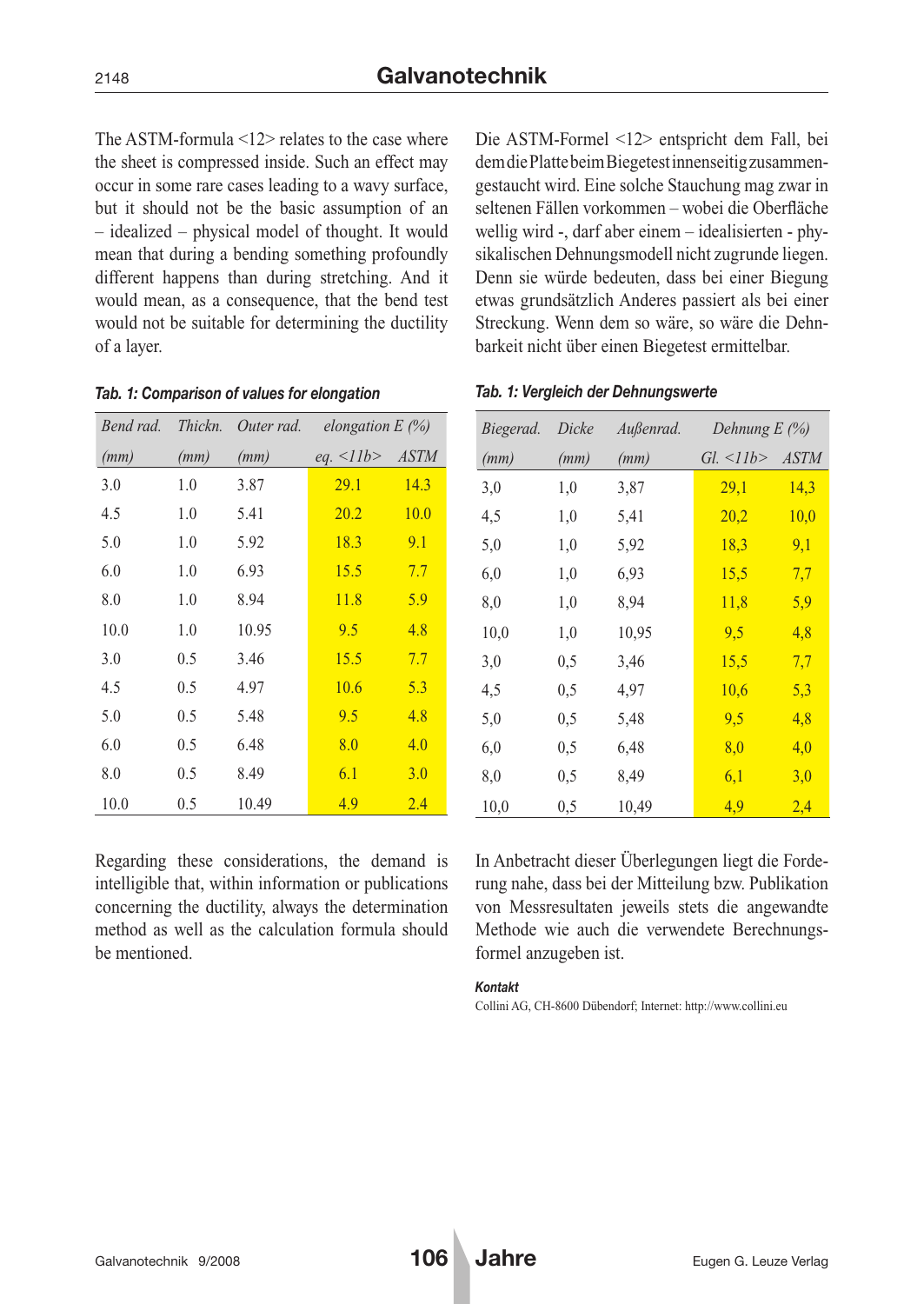The ASTM-formula <12> relates to the case where the sheet is compressed inside. Such an effect may occur in some rare cases leading to a wavy surface, but it should not be the basic assumption of an – idealized – physical model of thought. It would mean that during a bending something profoundly different happens than during stretching. And it would mean, as a consequence, that the bend test would not be suitable for determining the ductility of a layer.

***Tab. 1: Comparison of values for elongation***

| *Bend rad.* | *Thickn.* | *Outer rad.* | *elongation E (%)* | |
|---|---|---|---|---|
| *(mm)* | *(mm)* | *(mm)* | *eq. <11b>* | *ASTM* |
| 3.0 | 1.0 | 3.87 | 29.1 | 14.3 |
| 4.5 | 1.0 | 5.41 | 20.2 | 10.0 |
| 5.0 | 1.0 | 5.92 | 18.3 | 9.1 |
| 6.0 | 1.0 | 6.93 | 15.5 | 7.7 |
| 8.0 | 1.0 | 8.94 | 11.8 | 5.9 |
| 10.0 | 1.0 | 10.95 | 9.5 | 4.8 |
| 3.0 | 0.5 | 3.46 | 15.5 | 7.7 |
| 4.5 | 0.5 | 4.97 | 10.6 | 5.3 |
| 5.0 | 0.5 | 5.48 | 9.5 | 4.8 |
| 6.0 | 0.5 | 6.48 | 8.0 | 4.0 |
| 8.0 | 0.5 | 8.49 | 6.1 | 3.0 |
| 10.0 | 0.5 | 10.49 | 4.9 | 2.4 |

Regarding these considerations, the demand is intelligible that, within information or publications concerning the ductility, always the determination method as well as the calculation formula should be mentioned.

Die ASTM-Formel <12> entspricht dem Fall, bei dem die Platte beim Biegetest innenseitig zusammengestaucht wird. Eine solche Stauchung mag zwar in seltenen Fällen vorkommen – wobei die Oberfläche wellig wird -, darf aber einem – idealisierten - physikalischen Dehnungsmodell nicht zugrunde liegen. Denn sie würde bedeuten, dass bei einer Biegung etwas grundsätzlich Anderes passiert als bei einer Streckung. Wenn dem so wäre, so wäre die Dehnbarkeit nicht über einen Biegetest ermittelbar.

***Tab. 1: Vergleich der Dehnungswerte***

| *Biegerad.* | *Dicke* | *Außenrad.* | *Dehnung E (%)* | |
|---|---|---|---|---|
| *(mm)* | *(mm)* | *(mm)* | *Gl. <11b>* | *ASTM* |
| 3,0 | 1,0 | 3,87 | 29,1 | 14,3 |
| 4,5 | 1,0 | 5,41 | 20,2 | 10,0 |
| 5,0 | 1,0 | 5,92 | 18,3 | 9,1 |
| 6,0 | 1,0 | 6,93 | 15,5 | 7,7 |
| 8,0 | 1,0 | 8,94 | 11,8 | 5,9 |
| 10,0 | 1,0 | 10,95 | 9,5 | 4,8 |
| 3,0 | 0,5 | 3,46 | 15,5 | 7,7 |
| 4,5 | 0,5 | 4,97 | 10,6 | 5,3 |
| 5,0 | 0,5 | 5,48 | 9,5 | 4,8 |
| 6,0 | 0,5 | 6,48 | 8,0 | 4,0 |
| 8,0 | 0,5 | 8,49 | 6,1 | 3,0 |
| 10,0 | 0,5 | 10,49 | 4,9 | 2,4 |

In Anbetracht dieser Überlegungen liegt die Forderung nahe, dass bei der Mitteilung bzw. Publikation von Messresultaten jeweils stets die angewandte Methode wie auch die verwendete Berechnungsformel anzugeben ist.

***Kontakt***

Collini AG, CH-8600 Dübendorf; Internet: http://www.collini.eu